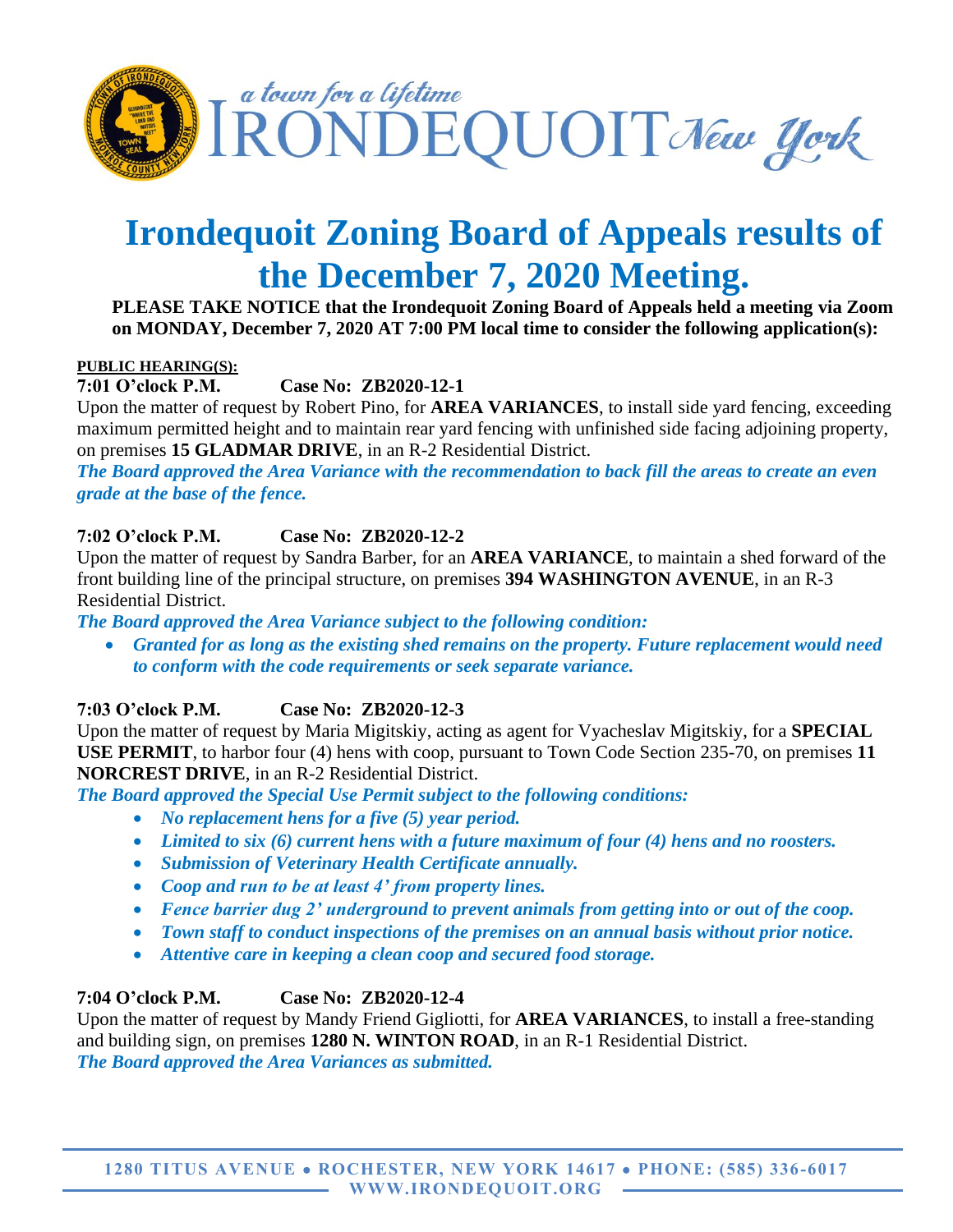# Irondequoit Zoning Board of Appeals results of the December 7, 2020 Meeting.

**PLEASE TAKE NOTICE that the Irondequoit Zoning Board of Appeals held a meeting via Zoom on MONDAY, December 7, 2020 AT 7:00 PM local time to consider the following application(s):**

**PUBLIC HEARING(S):**

**7:01 O'clock P.M. Case No: ZB2020-12-1**

Upon the matter of request by Robert Pino, for **AREA VARIANCES**, to install side yard fencing, exceeding maximum permitted height and to maintain rear yard fencing with unfinished side facing adjoining property, on premises **15 GLADMAR DRIVE**, in an R-2 Residential District.

***The Board approved the Area Variance with the recommendation to back fill the areas to create an even grade at the base of the fence.***

**7:02 O'clock P.M. Case No: ZB2020-12-2**

Upon the matter of request by Sandra Barber, for an **AREA VARIANCE**, to maintain a shed forward of the front building line of the principal structure, on premises **394 WASHINGTON AVENUE**, in an R-3 Residential District.

***The Board approved the Area Variance subject to the following condition:***

- ***Granted for as long as the existing shed remains on the property. Future replacement would need to conform with the code requirements or seek separate variance.***

**7:03 O'clock P.M. Case No: ZB2020-12-3**

Upon the matter of request by Maria Migitskiy, acting as agent for Vyacheslav Migitskiy, for a **SPECIAL USE PERMIT**, to harbor four (4) hens with coop, pursuant to Town Code Section 235-70, on premises **11 NORCREST DRIVE**, in an R-2 Residential District.

***The Board approved the Special Use Permit subject to the following conditions:***

- ***No replacement hens for a five (5) year period.***
- ***Limited to six (6) current hens with a future maximum of four (4) hens and no roosters.***
- ***Submission of Veterinary Health Certificate annually.***
- ***Coop and run to be at least 4' from property lines.***
- ***Fence barrier dug 2' underground to prevent animals from getting into or out of the coop.***
- ***Town staff to conduct inspections of the premises on an annual basis without prior notice.***
- ***Attentive care in keeping a clean coop and secured food storage.***

**7:04 O'clock P.M. Case No: ZB2020-12-4**

Upon the matter of request by Mandy Friend Gigliotti, for **AREA VARIANCES**, to install a free-standing and building sign, on premises **1280 N. WINTON ROAD**, in an R-1 Residential District.

***The Board approved the Area Variances as submitted.***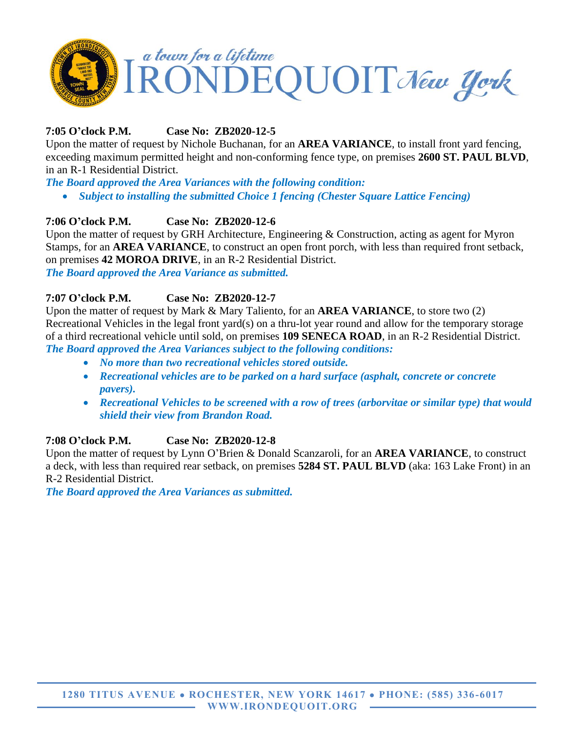**7:05 O'clock P.M. Case No: ZB2020-12-5**

Upon the matter of request by Nichole Buchanan, for an **AREA VARIANCE**, to install front yard fencing, exceeding maximum permitted height and non-conforming fence type, on premises **2600 ST. PAUL BLVD**, in an R-1 Residential District.

***The Board approved the Area Variances with the following condition:***

- ***Subject to installing the submitted Choice 1 fencing (Chester Square Lattice Fencing)***

**7:06 O'clock P.M. Case No: ZB2020-12-6**

Upon the matter of request by GRH Architecture, Engineering & Construction, acting as agent for Myron Stamps, for an **AREA VARIANCE**, to construct an open front porch, with less than required front setback, on premises **42 MOROA DRIVE**, in an R-2 Residential District.

***The Board approved the Area Variance as submitted.***

**7:07 O'clock P.M. Case No: ZB2020-12-7**

Upon the matter of request by Mark & Mary Taliento, for an **AREA VARIANCE**, to store two (2) Recreational Vehicles in the legal front yard(s) on a thru-lot year round and allow for the temporary storage of a third recreational vehicle until sold, on premises **109 SENECA ROAD**, in an R-2 Residential District.

***The Board approved the Area Variances subject to the following conditions:***

- ***No more than two recreational vehicles stored outside.***
- ***Recreational vehicles are to be parked on a hard surface (asphalt, concrete or concrete pavers).***
- ***Recreational Vehicles to be screened with a row of trees (arborvitae or similar type) that would shield their view from Brandon Road.***

**7:08 O'clock P.M. Case No: ZB2020-12-8**

Upon the matter of request by Lynn O'Brien & Donald Scanzaroli, for an **AREA VARIANCE**, to construct a deck, with less than required rear setback, on premises **5284 ST. PAUL BLVD** (aka: 163 Lake Front) in an R-2 Residential District.

***The Board approved the Area Variances as submitted.***